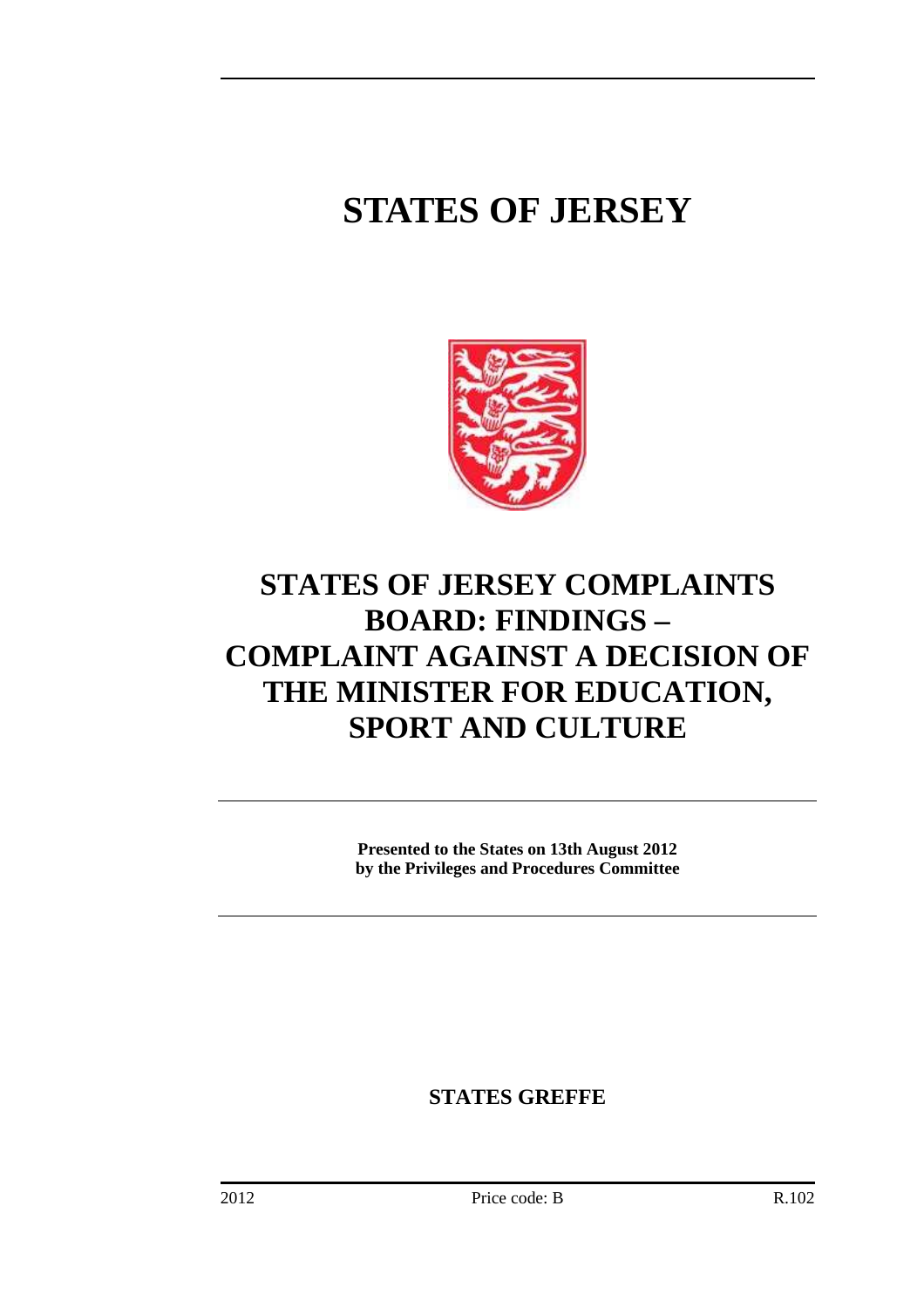# STATES OF JERSEY

## STATES OF JERSEY COMPLAINTS BOARD: FINDINGS – COMPLAINT AGAINST A DECISION OF THE MINISTER FOR EDUCATION, SPORT AND CULTURE

**Presented to the States on 13th August 2012**
**by the Privileges and Procedures Committee**

**STATES GREFFE**

2012 Price code: B R.102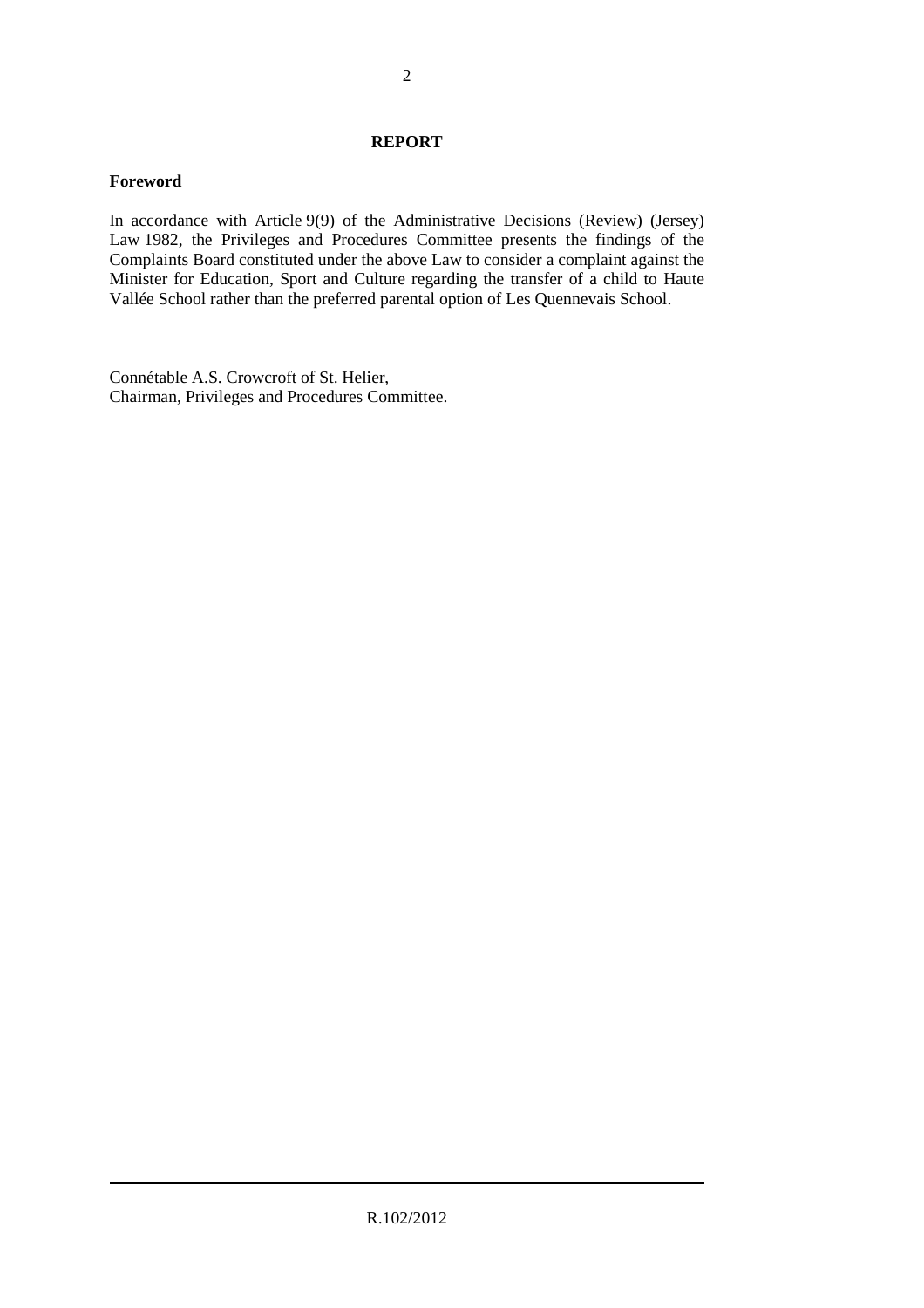# REPORT

## Foreword

In accordance with Article 9(9) of the Administrative Decisions (Review) (Jersey) Law 1982, the Privileges and Procedures Committee presents the findings of the Complaints Board constituted under the above Law to consider a complaint against the Minister for Education, Sport and Culture regarding the transfer of a child to Haute Vallée School rather than the preferred parental option of Les Quennevais School.

Connétable A.S. Crowcroft of St. Helier,
Chairman, Privileges and Procedures Committee.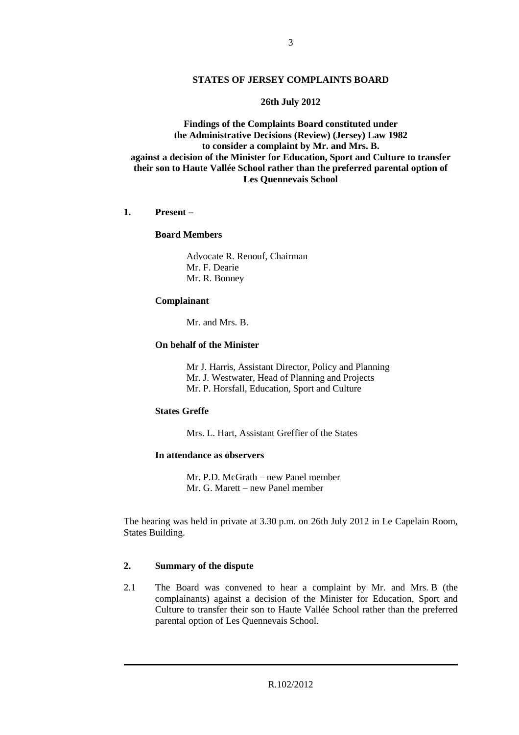**STATES OF JERSEY COMPLAINTS BOARD**

**26th July 2012**

**Findings of the Complaints Board constituted under the Administrative Decisions (Review) (Jersey) Law 1982 to consider a complaint by Mr. and Mrs. B. against a decision of the Minister for Education, Sport and Culture to transfer their son to Haute Vallée School rather than the preferred parental option of Les Quennevais School**

**1. Present –**

**Board Members**

Advocate R. Renouf, Chairman
Mr. F. Dearie
Mr. R. Bonney

**Complainant**

Mr. and Mrs. B.

**On behalf of the Minister**

Mr J. Harris, Assistant Director, Policy and Planning
Mr. J. Westwater, Head of Planning and Projects
Mr. P. Horsfall, Education, Sport and Culture

**States Greffe**

Mrs. L. Hart, Assistant Greffier of the States

**In attendance as observers**

Mr. P.D. McGrath – new Panel member
Mr. G. Marett – new Panel member

The hearing was held in private at 3.30 p.m. on 26th July 2012 in Le Capelain Room, States Building.

**2. Summary of the dispute**

2.1 The Board was convened to hear a complaint by Mr. and Mrs. B (the complainants) against a decision of the Minister for Education, Sport and Culture to transfer their son to Haute Vallée School rather than the preferred parental option of Les Quennevais School.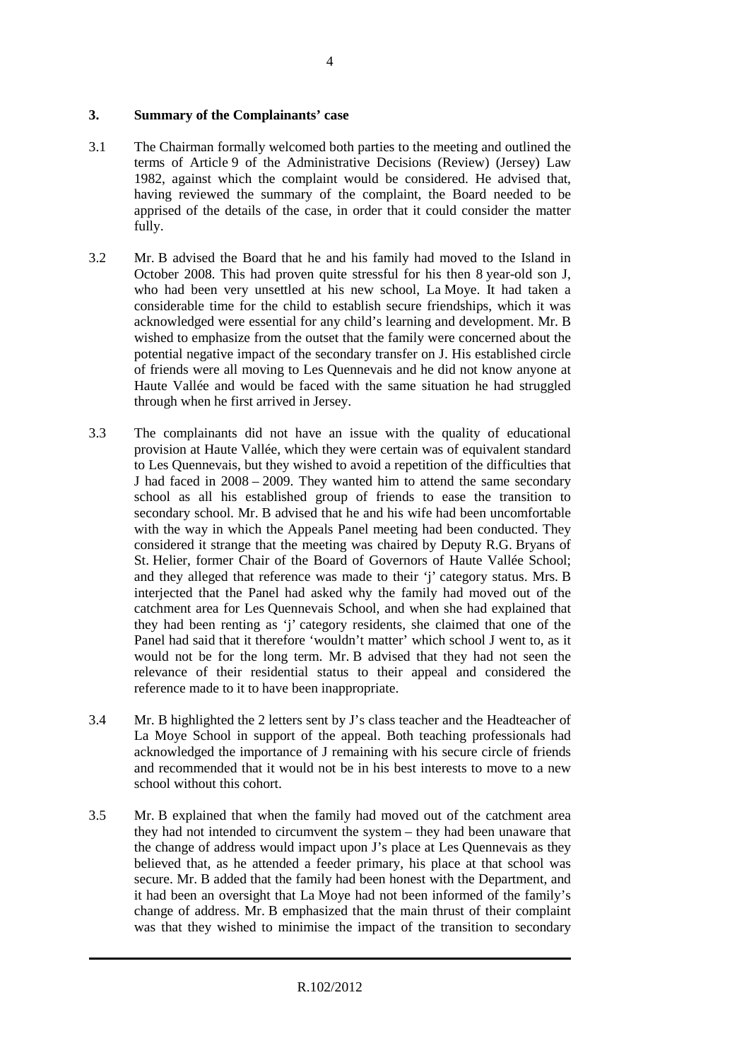## 3. Summary of the Complainants' case

3.1 The Chairman formally welcomed both parties to the meeting and outlined the terms of Article 9 of the Administrative Decisions (Review) (Jersey) Law 1982, against which the complaint would be considered. He advised that, having reviewed the summary of the complaint, the Board needed to be apprised of the details of the case, in order that it could consider the matter fully.

3.2 Mr. B advised the Board that he and his family had moved to the Island in October 2008. This had proven quite stressful for his then 8 year-old son J, who had been very unsettled at his new school, La Moye. It had taken a considerable time for the child to establish secure friendships, which it was acknowledged were essential for any child's learning and development. Mr. B wished to emphasize from the outset that the family were concerned about the potential negative impact of the secondary transfer on J. His established circle of friends were all moving to Les Quennevais and he did not know anyone at Haute Vallée and would be faced with the same situation he had struggled through when he first arrived in Jersey.

3.3 The complainants did not have an issue with the quality of educational provision at Haute Vallée, which they were certain was of equivalent standard to Les Quennevais, but they wished to avoid a repetition of the difficulties that J had faced in 2008 – 2009. They wanted him to attend the same secondary school as all his established group of friends to ease the transition to secondary school. Mr. B advised that he and his wife had been uncomfortable with the way in which the Appeals Panel meeting had been conducted. They considered it strange that the meeting was chaired by Deputy R.G. Bryans of St. Helier, former Chair of the Board of Governors of Haute Vallée School; and they alleged that reference was made to their 'j' category status. Mrs. B interjected that the Panel had asked why the family had moved out of the catchment area for Les Quennevais School, and when she had explained that they had been renting as 'j' category residents, she claimed that one of the Panel had said that it therefore 'wouldn't matter' which school J went to, as it would not be for the long term. Mr. B advised that they had not seen the relevance of their residential status to their appeal and considered the reference made to it to have been inappropriate.

3.4 Mr. B highlighted the 2 letters sent by J's class teacher and the Headteacher of La Moye School in support of the appeal. Both teaching professionals had acknowledged the importance of J remaining with his secure circle of friends and recommended that it would not be in his best interests to move to a new school without this cohort.

3.5 Mr. B explained that when the family had moved out of the catchment area they had not intended to circumvent the system – they had been unaware that the change of address would impact upon J's place at Les Quennevais as they believed that, as he attended a feeder primary, his place at that school was secure. Mr. B added that the family had been honest with the Department, and it had been an oversight that La Moye had not been informed of the family's change of address. Mr. B emphasized that the main thrust of their complaint was that they wished to minimise the impact of the transition to secondary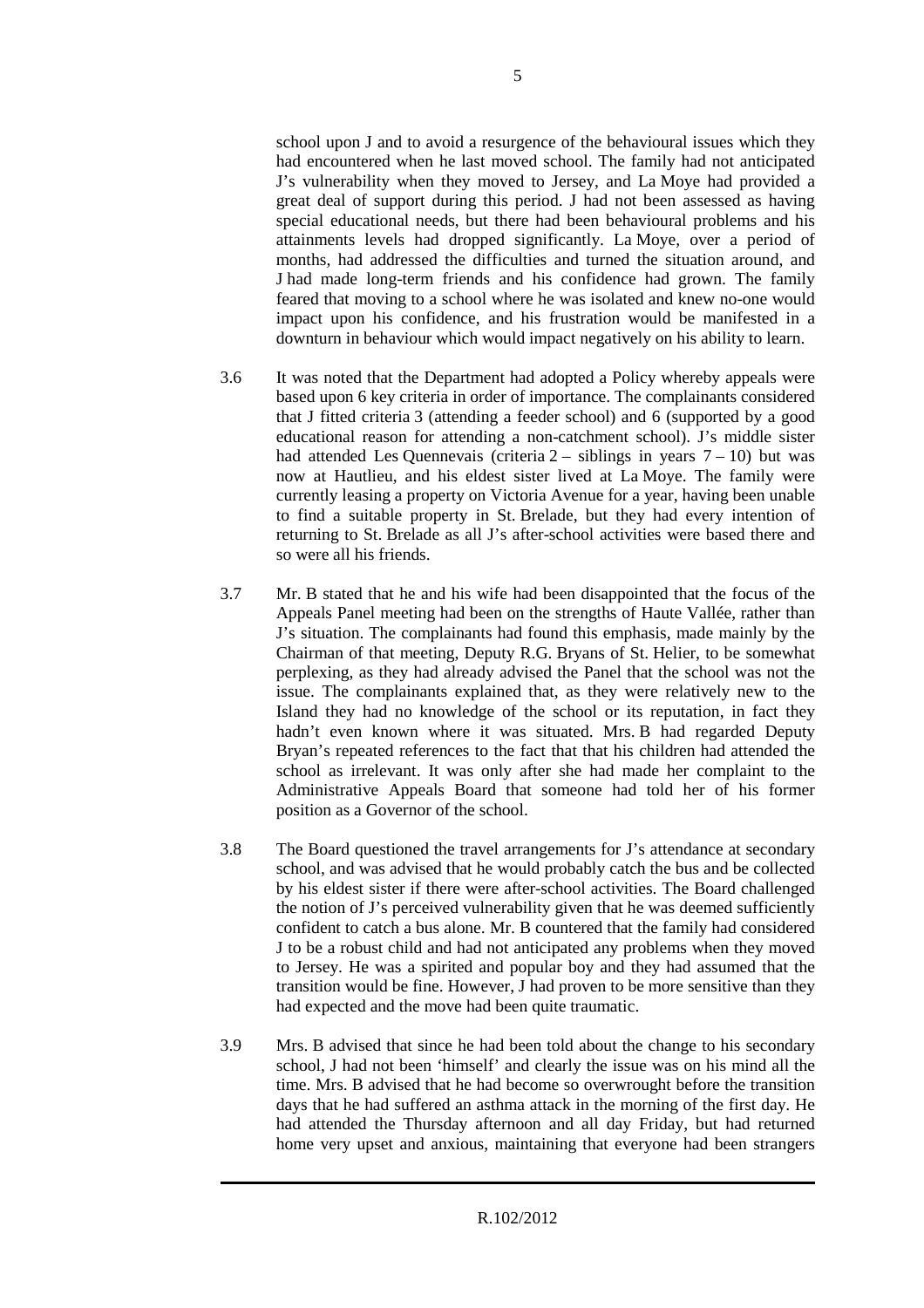school upon J and to avoid a resurgence of the behavioural issues which they had encountered when he last moved school. The family had not anticipated J's vulnerability when they moved to Jersey, and La Moye had provided a great deal of support during this period. J had not been assessed as having special educational needs, but there had been behavioural problems and his attainments levels had dropped significantly. La Moye, over a period of months, had addressed the difficulties and turned the situation around, and J had made long-term friends and his confidence had grown. The family feared that moving to a school where he was isolated and knew no-one would impact upon his confidence, and his frustration would be manifested in a downturn in behaviour which would impact negatively on his ability to learn.

3.6 It was noted that the Department had adopted a Policy whereby appeals were based upon 6 key criteria in order of importance. The complainants considered that J fitted criteria 3 (attending a feeder school) and 6 (supported by a good educational reason for attending a non-catchment school). J's middle sister had attended Les Quennevais (criteria 2 – siblings in years 7 – 10) but was now at Hautlieu, and his eldest sister lived at La Moye. The family were currently leasing a property on Victoria Avenue for a year, having been unable to find a suitable property in St. Brelade, but they had every intention of returning to St. Brelade as all J's after-school activities were based there and so were all his friends.

3.7 Mr. B stated that he and his wife had been disappointed that the focus of the Appeals Panel meeting had been on the strengths of Haute Vallée, rather than J's situation. The complainants had found this emphasis, made mainly by the Chairman of that meeting, Deputy R.G. Bryans of St. Helier, to be somewhat perplexing, as they had already advised the Panel that the school was not the issue. The complainants explained that, as they were relatively new to the Island they had no knowledge of the school or its reputation, in fact they hadn't even known where it was situated. Mrs. B had regarded Deputy Bryan's repeated references to the fact that that his children had attended the school as irrelevant. It was only after she had made her complaint to the Administrative Appeals Board that someone had told her of his former position as a Governor of the school.

3.8 The Board questioned the travel arrangements for J's attendance at secondary school, and was advised that he would probably catch the bus and be collected by his eldest sister if there were after-school activities. The Board challenged the notion of J's perceived vulnerability given that he was deemed sufficiently confident to catch a bus alone. Mr. B countered that the family had considered J to be a robust child and had not anticipated any problems when they moved to Jersey. He was a spirited and popular boy and they had assumed that the transition would be fine. However, J had proven to be more sensitive than they had expected and the move had been quite traumatic.

3.9 Mrs. B advised that since he had been told about the change to his secondary school, J had not been 'himself' and clearly the issue was on his mind all the time. Mrs. B advised that he had become so overwrought before the transition days that he had suffered an asthma attack in the morning of the first day. He had attended the Thursday afternoon and all day Friday, but had returned home very upset and anxious, maintaining that everyone had been strangers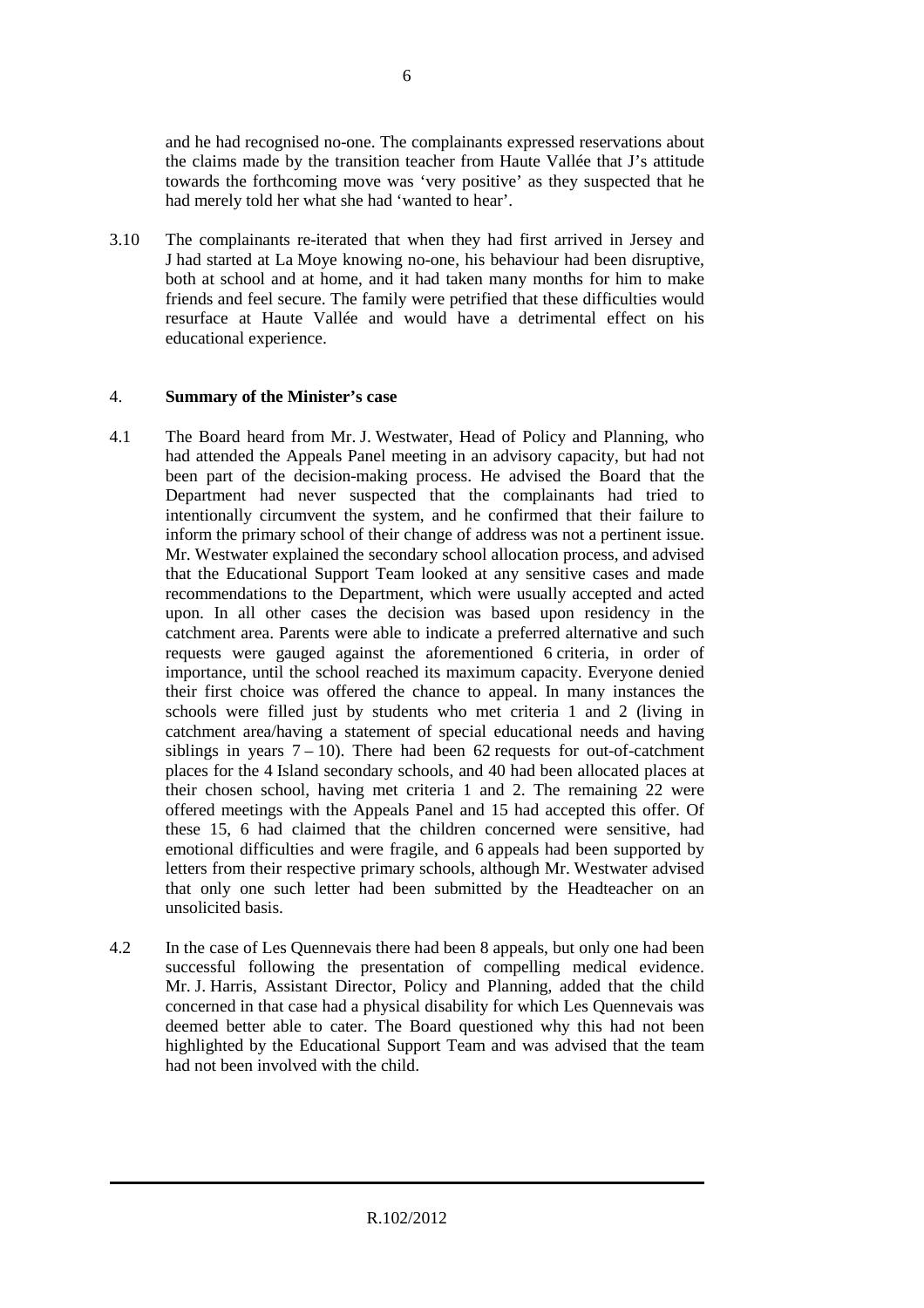and he had recognised no-one. The complainants expressed reservations about the claims made by the transition teacher from Haute Vallée that J's attitude towards the forthcoming move was 'very positive' as they suspected that he had merely told her what she had 'wanted to hear'.

3.10 The complainants re-iterated that when they had first arrived in Jersey and J had started at La Moye knowing no-one, his behaviour had been disruptive, both at school and at home, and it had taken many months for him to make friends and feel secure. The family were petrified that these difficulties would resurface at Haute Vallée and would have a detrimental effect on his educational experience.

## 4. Summary of the Minister's case

4.1 The Board heard from Mr. J. Westwater, Head of Policy and Planning, who had attended the Appeals Panel meeting in an advisory capacity, but had not been part of the decision-making process. He advised the Board that the Department had never suspected that the complainants had tried to intentionally circumvent the system, and he confirmed that their failure to inform the primary school of their change of address was not a pertinent issue. Mr. Westwater explained the secondary school allocation process, and advised that the Educational Support Team looked at any sensitive cases and made recommendations to the Department, which were usually accepted and acted upon. In all other cases the decision was based upon residency in the catchment area. Parents were able to indicate a preferred alternative and such requests were gauged against the aforementioned 6 criteria, in order of importance, until the school reached its maximum capacity. Everyone denied their first choice was offered the chance to appeal. In many instances the schools were filled just by students who met criteria 1 and 2 (living in catchment area/having a statement of special educational needs and having siblings in years 7 – 10). There had been 62 requests for out-of-catchment places for the 4 Island secondary schools, and 40 had been allocated places at their chosen school, having met criteria 1 and 2. The remaining 22 were offered meetings with the Appeals Panel and 15 had accepted this offer. Of these 15, 6 had claimed that the children concerned were sensitive, had emotional difficulties and were fragile, and 6 appeals had been supported by letters from their respective primary schools, although Mr. Westwater advised that only one such letter had been submitted by the Headteacher on an unsolicited basis.

4.2 In the case of Les Quennevais there had been 8 appeals, but only one had been successful following the presentation of compelling medical evidence. Mr. J. Harris, Assistant Director, Policy and Planning, added that the child concerned in that case had a physical disability for which Les Quennevais was deemed better able to cater. The Board questioned why this had not been highlighted by the Educational Support Team and was advised that the team had not been involved with the child.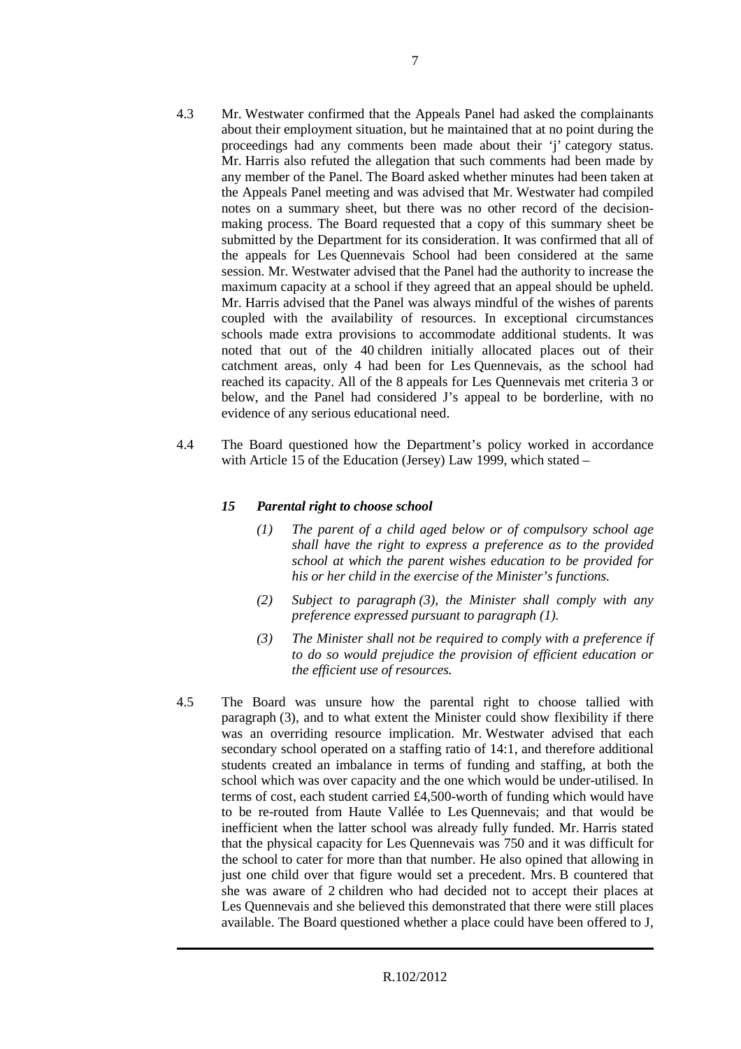4.3 Mr. Westwater confirmed that the Appeals Panel had asked the complainants about their employment situation, but he maintained that at no point during the proceedings had any comments been made about their 'j' category status. Mr. Harris also refuted the allegation that such comments had been made by any member of the Panel. The Board asked whether minutes had been taken at the Appeals Panel meeting and was advised that Mr. Westwater had compiled notes on a summary sheet, but there was no other record of the decision-making process. The Board requested that a copy of this summary sheet be submitted by the Department for its consideration. It was confirmed that all of the appeals for Les Quennevais School had been considered at the same session. Mr. Westwater advised that the Panel had the authority to increase the maximum capacity at a school if they agreed that an appeal should be upheld. Mr. Harris advised that the Panel was always mindful of the wishes of parents coupled with the availability of resources. In exceptional circumstances schools made extra provisions to accommodate additional students. It was noted that out of the 40 children initially allocated places out of their catchment areas, only 4 had been for Les Quennevais, as the school had reached its capacity. All of the 8 appeals for Les Quennevais met criteria 3 or below, and the Panel had considered J's appeal to be borderline, with no evidence of any serious educational need.

4.4 The Board questioned how the Department's policy worked in accordance with Article 15 of the Education (Jersey) Law 1999, which stated –

***15 Parental right to choose school***

*(1) The parent of a child aged below or of compulsory school age shall have the right to express a preference as to the provided school at which the parent wishes education to be provided for his or her child in the exercise of the Minister's functions.*

*(2) Subject to paragraph (3), the Minister shall comply with any preference expressed pursuant to paragraph (1).*

*(3) The Minister shall not be required to comply with a preference if to do so would prejudice the provision of efficient education or the efficient use of resources.*

4.5 The Board was unsure how the parental right to choose tallied with paragraph (3), and to what extent the Minister could show flexibility if there was an overriding resource implication. Mr. Westwater advised that each secondary school operated on a staffing ratio of 14:1, and therefore additional students created an imbalance in terms of funding and staffing, at both the school which was over capacity and the one which would be under-utilised. In terms of cost, each student carried £4,500-worth of funding which would have to be re-routed from Haute Vallée to Les Quennevais; and that would be inefficient when the latter school was already fully funded. Mr. Harris stated that the physical capacity for Les Quennevais was 750 and it was difficult for the school to cater for more than that number. He also opined that allowing in just one child over that figure would set a precedent. Mrs. B countered that she was aware of 2 children who had decided not to accept their places at Les Quennevais and she believed this demonstrated that there were still places available. The Board questioned whether a place could have been offered to J,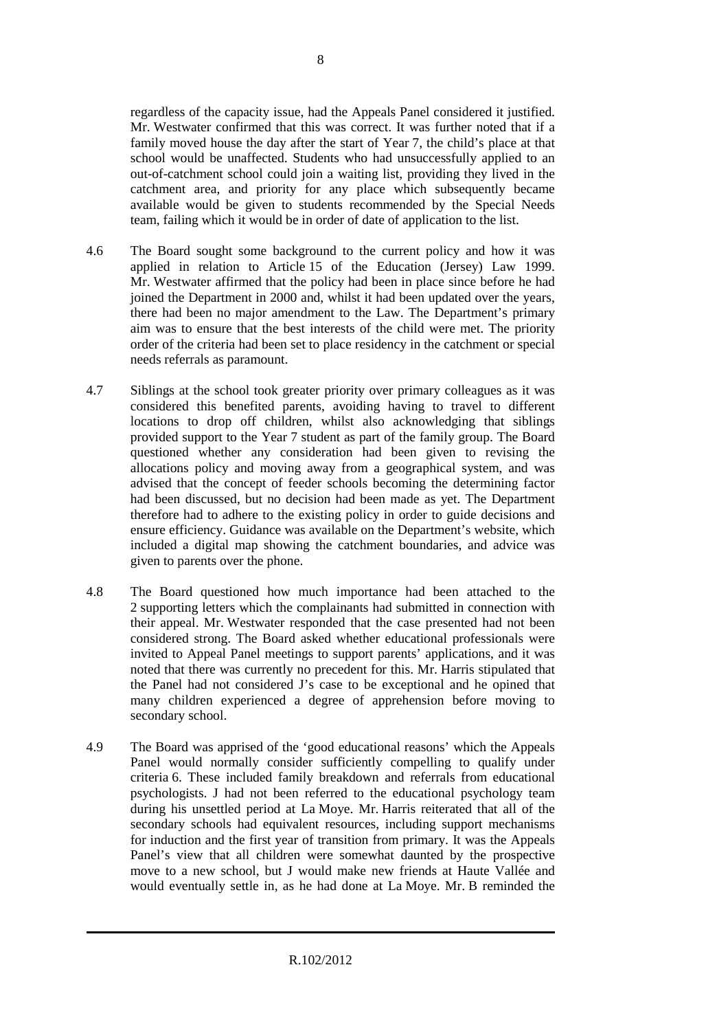regardless of the capacity issue, had the Appeals Panel considered it justified. Mr. Westwater confirmed that this was correct. It was further noted that if a family moved house the day after the start of Year 7, the child's place at that school would be unaffected. Students who had unsuccessfully applied to an out-of-catchment school could join a waiting list, providing they lived in the catchment area, and priority for any place which subsequently became available would be given to students recommended by the Special Needs team, failing which it would be in order of date of application to the list.

4.6 The Board sought some background to the current policy and how it was applied in relation to Article 15 of the Education (Jersey) Law 1999. Mr. Westwater affirmed that the policy had been in place since before he had joined the Department in 2000 and, whilst it had been updated over the years, there had been no major amendment to the Law. The Department's primary aim was to ensure that the best interests of the child were met. The priority order of the criteria had been set to place residency in the catchment or special needs referrals as paramount.

4.7 Siblings at the school took greater priority over primary colleagues as it was considered this benefited parents, avoiding having to travel to different locations to drop off children, whilst also acknowledging that siblings provided support to the Year 7 student as part of the family group. The Board questioned whether any consideration had been given to revising the allocations policy and moving away from a geographical system, and was advised that the concept of feeder schools becoming the determining factor had been discussed, but no decision had been made as yet. The Department therefore had to adhere to the existing policy in order to guide decisions and ensure efficiency. Guidance was available on the Department's website, which included a digital map showing the catchment boundaries, and advice was given to parents over the phone.

4.8 The Board questioned how much importance had been attached to the 2 supporting letters which the complainants had submitted in connection with their appeal. Mr. Westwater responded that the case presented had not been considered strong. The Board asked whether educational professionals were invited to Appeal Panel meetings to support parents' applications, and it was noted that there was currently no precedent for this. Mr. Harris stipulated that the Panel had not considered J's case to be exceptional and he opined that many children experienced a degree of apprehension before moving to secondary school.

4.9 The Board was apprised of the 'good educational reasons' which the Appeals Panel would normally consider sufficiently compelling to qualify under criteria 6. These included family breakdown and referrals from educational psychologists. J had not been referred to the educational psychology team during his unsettled period at La Moye. Mr. Harris reiterated that all of the secondary schools had equivalent resources, including support mechanisms for induction and the first year of transition from primary. It was the Appeals Panel's view that all children were somewhat daunted by the prospective move to a new school, but J would make new friends at Haute Vallée and would eventually settle in, as he had done at La Moye. Mr. B reminded the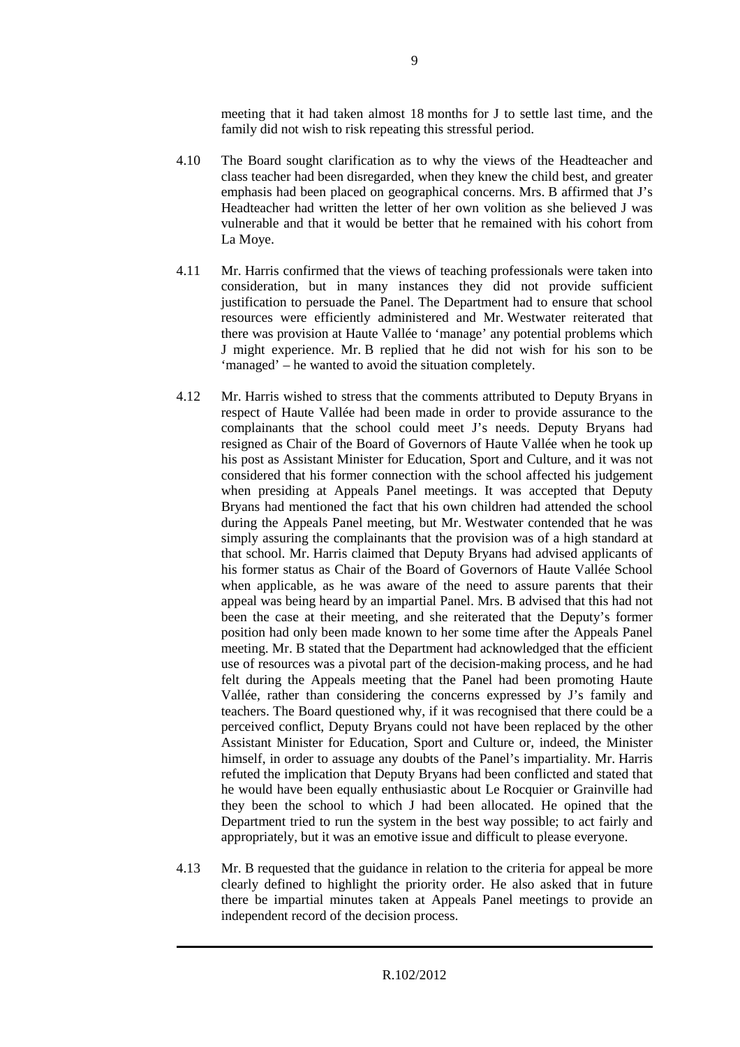meeting that it had taken almost 18 months for J to settle last time, and the family did not wish to risk repeating this stressful period.

4.10 The Board sought clarification as to why the views of the Headteacher and class teacher had been disregarded, when they knew the child best, and greater emphasis had been placed on geographical concerns. Mrs. B affirmed that J's Headteacher had written the letter of her own volition as she believed J was vulnerable and that it would be better that he remained with his cohort from La Moye.

4.11 Mr. Harris confirmed that the views of teaching professionals were taken into consideration, but in many instances they did not provide sufficient justification to persuade the Panel. The Department had to ensure that school resources were efficiently administered and Mr. Westwater reiterated that there was provision at Haute Vallée to 'manage' any potential problems which J might experience. Mr. B replied that he did not wish for his son to be 'managed' – he wanted to avoid the situation completely.

4.12 Mr. Harris wished to stress that the comments attributed to Deputy Bryans in respect of Haute Vallée had been made in order to provide assurance to the complainants that the school could meet J's needs. Deputy Bryans had resigned as Chair of the Board of Governors of Haute Vallée when he took up his post as Assistant Minister for Education, Sport and Culture, and it was not considered that his former connection with the school affected his judgement when presiding at Appeals Panel meetings. It was accepted that Deputy Bryans had mentioned the fact that his own children had attended the school during the Appeals Panel meeting, but Mr. Westwater contended that he was simply assuring the complainants that the provision was of a high standard at that school. Mr. Harris claimed that Deputy Bryans had advised applicants of his former status as Chair of the Board of Governors of Haute Vallée School when applicable, as he was aware of the need to assure parents that their appeal was being heard by an impartial Panel. Mrs. B advised that this had not been the case at their meeting, and she reiterated that the Deputy's former position had only been made known to her some time after the Appeals Panel meeting. Mr. B stated that the Department had acknowledged that the efficient use of resources was a pivotal part of the decision-making process, and he had felt during the Appeals meeting that the Panel had been promoting Haute Vallée, rather than considering the concerns expressed by J's family and teachers. The Board questioned why, if it was recognised that there could be a perceived conflict, Deputy Bryans could not have been replaced by the other Assistant Minister for Education, Sport and Culture or, indeed, the Minister himself, in order to assuage any doubts of the Panel's impartiality. Mr. Harris refuted the implication that Deputy Bryans had been conflicted and stated that he would have been equally enthusiastic about Le Rocquier or Grainville had they been the school to which J had been allocated. He opined that the Department tried to run the system in the best way possible; to act fairly and appropriately, but it was an emotive issue and difficult to please everyone.

4.13 Mr. B requested that the guidance in relation to the criteria for appeal be more clearly defined to highlight the priority order. He also asked that in future there be impartial minutes taken at Appeals Panel meetings to provide an independent record of the decision process.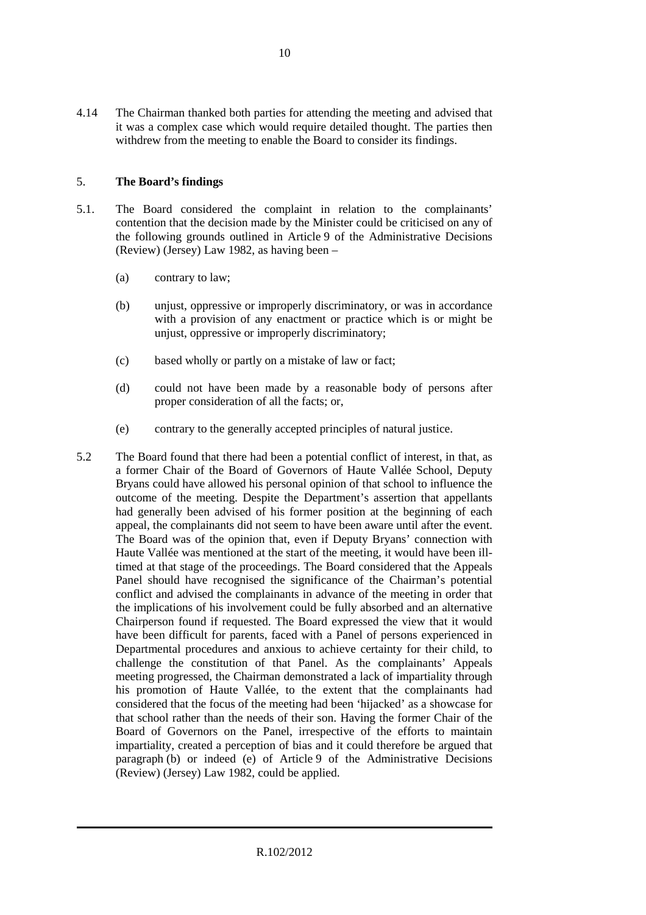4.14 The Chairman thanked both parties for attending the meeting and advised that it was a complex case which would require detailed thought. The parties then withdrew from the meeting to enable the Board to consider its findings.

## 5. **The Board's findings**

5.1. The Board considered the complaint in relation to the complainants' contention that the decision made by the Minister could be criticised on any of the following grounds outlined in Article 9 of the Administrative Decisions (Review) (Jersey) Law 1982, as having been –

(a) contrary to law;

(b) unjust, oppressive or improperly discriminatory, or was in accordance with a provision of any enactment or practice which is or might be unjust, oppressive or improperly discriminatory;

(c) based wholly or partly on a mistake of law or fact;

(d) could not have been made by a reasonable body of persons after proper consideration of all the facts; or,

(e) contrary to the generally accepted principles of natural justice.

5.2 The Board found that there had been a potential conflict of interest, in that, as a former Chair of the Board of Governors of Haute Vallée School, Deputy Bryans could have allowed his personal opinion of that school to influence the outcome of the meeting. Despite the Department's assertion that appellants had generally been advised of his former position at the beginning of each appeal, the complainants did not seem to have been aware until after the event. The Board was of the opinion that, even if Deputy Bryans' connection with Haute Vallée was mentioned at the start of the meeting, it would have been ill-timed at that stage of the proceedings. The Board considered that the Appeals Panel should have recognised the significance of the Chairman's potential conflict and advised the complainants in advance of the meeting in order that the implications of his involvement could be fully absorbed and an alternative Chairperson found if requested. The Board expressed the view that it would have been difficult for parents, faced with a Panel of persons experienced in Departmental procedures and anxious to achieve certainty for their child, to challenge the constitution of that Panel. As the complainants' Appeals meeting progressed, the Chairman demonstrated a lack of impartiality through his promotion of Haute Vallée, to the extent that the complainants had considered that the focus of the meeting had been 'hijacked' as a showcase for that school rather than the needs of their son. Having the former Chair of the Board of Governors on the Panel, irrespective of the efforts to maintain impartiality, created a perception of bias and it could therefore be argued that paragraph (b) or indeed (e) of Article 9 of the Administrative Decisions (Review) (Jersey) Law 1982, could be applied.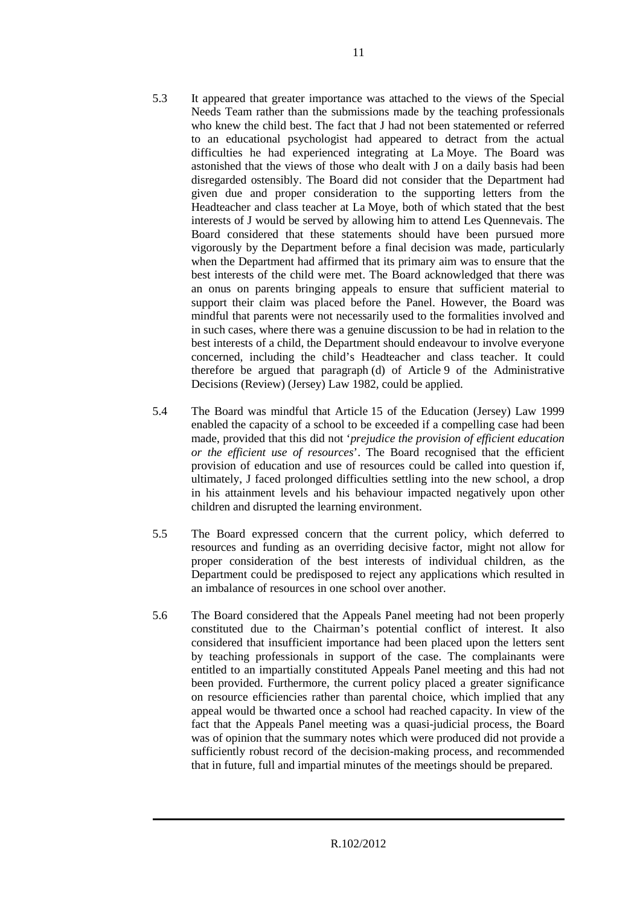5.3 It appeared that greater importance was attached to the views of the Special Needs Team rather than the submissions made by the teaching professionals who knew the child best. The fact that J had not been statemented or referred to an educational psychologist had appeared to detract from the actual difficulties he had experienced integrating at La Moye. The Board was astonished that the views of those who dealt with J on a daily basis had been disregarded ostensibly. The Board did not consider that the Department had given due and proper consideration to the supporting letters from the Headteacher and class teacher at La Moye, both of which stated that the best interests of J would be served by allowing him to attend Les Quennevais. The Board considered that these statements should have been pursued more vigorously by the Department before a final decision was made, particularly when the Department had affirmed that its primary aim was to ensure that the best interests of the child were met. The Board acknowledged that there was an onus on parents bringing appeals to ensure that sufficient material to support their claim was placed before the Panel. However, the Board was mindful that parents were not necessarily used to the formalities involved and in such cases, where there was a genuine discussion to be had in relation to the best interests of a child, the Department should endeavour to involve everyone concerned, including the child's Headteacher and class teacher. It could therefore be argued that paragraph (d) of Article 9 of the Administrative Decisions (Review) (Jersey) Law 1982, could be applied.

5.4 The Board was mindful that Article 15 of the Education (Jersey) Law 1999 enabled the capacity of a school to be exceeded if a compelling case had been made, provided that this did not '*prejudice the provision of efficient education or the efficient use of resources*'. The Board recognised that the efficient provision of education and use of resources could be called into question if, ultimately, J faced prolonged difficulties settling into the new school, a drop in his attainment levels and his behaviour impacted negatively upon other children and disrupted the learning environment.

5.5 The Board expressed concern that the current policy, which deferred to resources and funding as an overriding decisive factor, might not allow for proper consideration of the best interests of individual children, as the Department could be predisposed to reject any applications which resulted in an imbalance of resources in one school over another.

5.6 The Board considered that the Appeals Panel meeting had not been properly constituted due to the Chairman's potential conflict of interest. It also considered that insufficient importance had been placed upon the letters sent by teaching professionals in support of the case. The complainants were entitled to an impartially constituted Appeals Panel meeting and this had not been provided. Furthermore, the current policy placed a greater significance on resource efficiencies rather than parental choice, which implied that any appeal would be thwarted once a school had reached capacity. In view of the fact that the Appeals Panel meeting was a quasi-judicial process, the Board was of opinion that the summary notes which were produced did not provide a sufficiently robust record of the decision-making process, and recommended that in future, full and impartial minutes of the meetings should be prepared.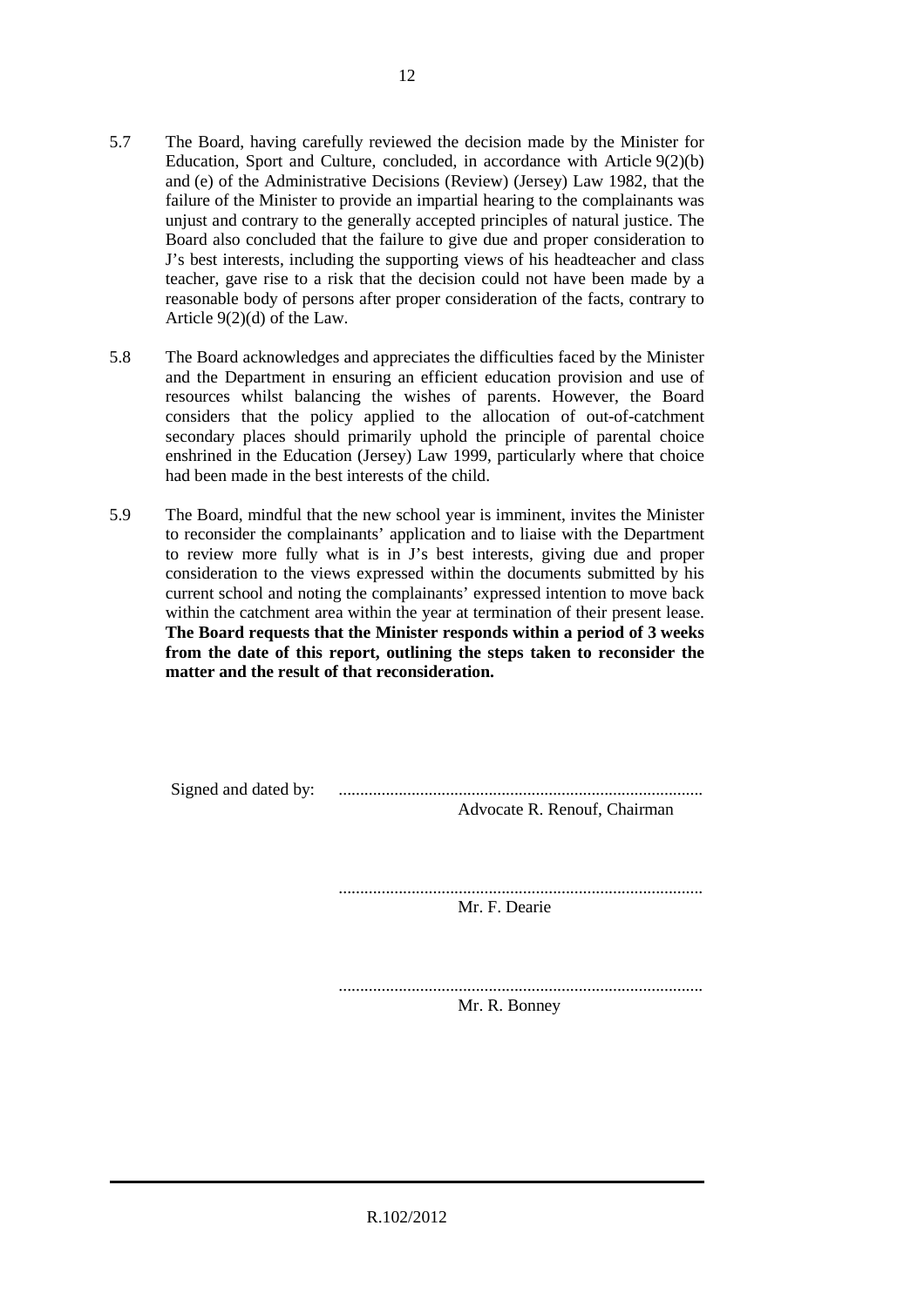5.7 The Board, having carefully reviewed the decision made by the Minister for Education, Sport and Culture, concluded, in accordance with Article 9(2)(b) and (e) of the Administrative Decisions (Review) (Jersey) Law 1982, that the failure of the Minister to provide an impartial hearing to the complainants was unjust and contrary to the generally accepted principles of natural justice. The Board also concluded that the failure to give due and proper consideration to J's best interests, including the supporting views of his headteacher and class teacher, gave rise to a risk that the decision could not have been made by a reasonable body of persons after proper consideration of the facts, contrary to Article 9(2)(d) of the Law.

5.8 The Board acknowledges and appreciates the difficulties faced by the Minister and the Department in ensuring an efficient education provision and use of resources whilst balancing the wishes of parents. However, the Board considers that the policy applied to the allocation of out-of-catchment secondary places should primarily uphold the principle of parental choice enshrined in the Education (Jersey) Law 1999, particularly where that choice had been made in the best interests of the child.

5.9 The Board, mindful that the new school year is imminent, invites the Minister to reconsider the complainants' application and to liaise with the Department to review more fully what is in J's best interests, giving due and proper consideration to the views expressed within the documents submitted by his current school and noting the complainants' expressed intention to move back within the catchment area within the year at termination of their present lease. **The Board requests that the Minister responds within a period of 3 weeks from the date of this report, outlining the steps taken to reconsider the matter and the result of that reconsideration.**

Signed and dated by: ....................................................................................

Advocate R. Renouf, Chairman

....................................................................................

Mr. F. Dearie

....................................................................................

Mr. R. Bonney

R.102/2012